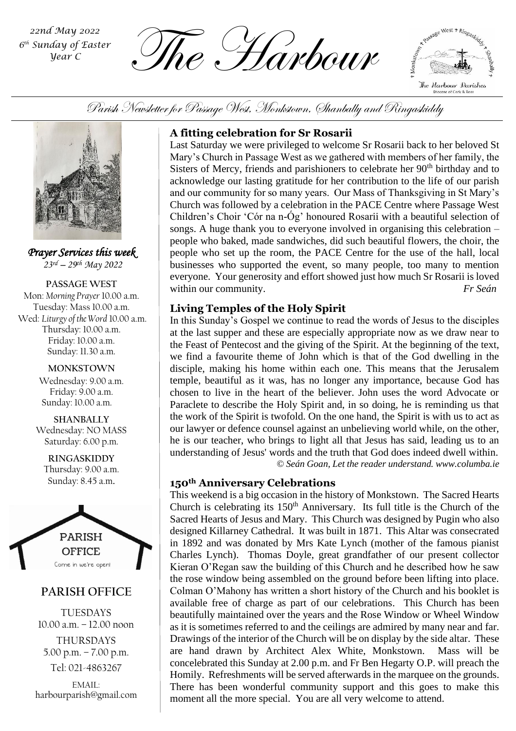22nd May 2022
6th Sunday of Easter
Year C

# The Harbour

Parish Newsletter for Passage West, Monkstown, Shanbally and Ringaskiddy

## A fitting celebration for Sr Rosarii

Last Saturday we were privileged to welcome Sr Rosarii back to her beloved St Mary's Church in Passage West as we gathered with members of her family, the Sisters of Mercy, friends and parishioners to celebrate her 90th birthday and to acknowledge our lasting gratitude for her contribution to the life of our parish and our community for so many years. Our Mass of Thanksgiving in St Mary's Church was followed by a celebration in the PACE Centre where Passage West Children's Choir 'Cór na n-Óg' honoured Rosarii with a beautiful selection of songs. A huge thank you to everyone involved in organising this celebration – people who baked, made sandwiches, did such beautiful flowers, the choir, the people who set up the room, the PACE Centre for the use of the hall, local businesses who supported the event, so many people, too many to mention everyone. Your generosity and effort showed just how much Sr Rosarii is loved within our community. *Fr Seán*

## Living Temples of the Holy Spirit

In this Sunday's Gospel we continue to read the words of Jesus to the disciples at the last supper and these are especially appropriate now as we draw near to the Feast of Pentecost and the giving of the Spirit. At the beginning of the text, we find a favourite theme of John which is that of the God dwelling in the disciple, making his home within each one. This means that the Jerusalem temple, beautiful as it was, has no longer any importance, because God has chosen to live in the heart of the believer. John uses the word Advocate or Paraclete to describe the Holy Spirit and, in so doing, he is reminding us that the work of the Spirit is twofold. On the one hand, the Spirit is with us to act as our lawyer or defence counsel against an unbelieving world while, on the other, he is our teacher, who brings to light all that Jesus has said, leading us to an understanding of Jesus' words and the truth that God does indeed dwell within.

*© Seán Goan, Let the reader understand. www.columba.ie*

## 150th Anniversary Celebrations

This weekend is a big occasion in the history of Monkstown. The Sacred Hearts Church is celebrating its 150th Anniversary. Its full title is the Church of the Sacred Hearts of Jesus and Mary. This Church was designed by Pugin who also designed Killarney Cathedral. It was built in 1871. This Altar was consecrated in 1892 and was donated by Mrs Kate Lynch (mother of the famous pianist Charles Lynch). Thomas Doyle, great grandfather of our present collector Kieran O'Regan saw the building of this Church and he described how he saw the rose window being assembled on the ground before been lifting into place. Colman O'Mahony has written a short history of the Church and his booklet is available free of charge as part of our celebrations. This Church has been beautifully maintained over the years and the Rose Window or Wheel Window as it is sometimes referred to and the ceilings are admired by many near and far. Drawings of the interior of the Church will be on display by the side altar. These are hand drawn by Architect Alex White, Monkstown. Mass will be concelebrated this Sunday at 2.00 p.m. and Fr Ben Hegarty O.P. will preach the Homily. Refreshments will be served afterwards in the marquee on the grounds. There has been wonderful community support and this goes to make this moment all the more special. You are all very welcome to attend.

### *Prayer Services this week*

*23rd – 29th May 2022*

**PASSAGE WEST**

Mon: *Morning Prayer* 10.00 a.m.
Tuesday: Mass 10.00 a.m.
Wed: *Liturgy of the Word* 10.00 a.m.
Thursday: 10.00 a.m.
Friday: 10.00 a.m.
Sunday: 11.30 a.m.

**MONKSTOWN**

Wednesday: 9.00 a.m.
Friday: 9.00 a.m.
Sunday: 10.00 a.m.

**SHANBALLY**

Wednesday: NO MASS
Saturday: 6.00 p.m.

**RINGASKIDDY**

Thursday: 9.00 a.m.
Sunday: 8.45 a.m.

PARISH OFFICE
Come in we're open!

### PARISH OFFICE

TUESDAYS
10.00 a.m. – 12.00 noon

THURSDAYS
5.00 p.m. – 7.00 p.m.

Tel: 021-4863267

EMAIL:
harbourparish@gmail.com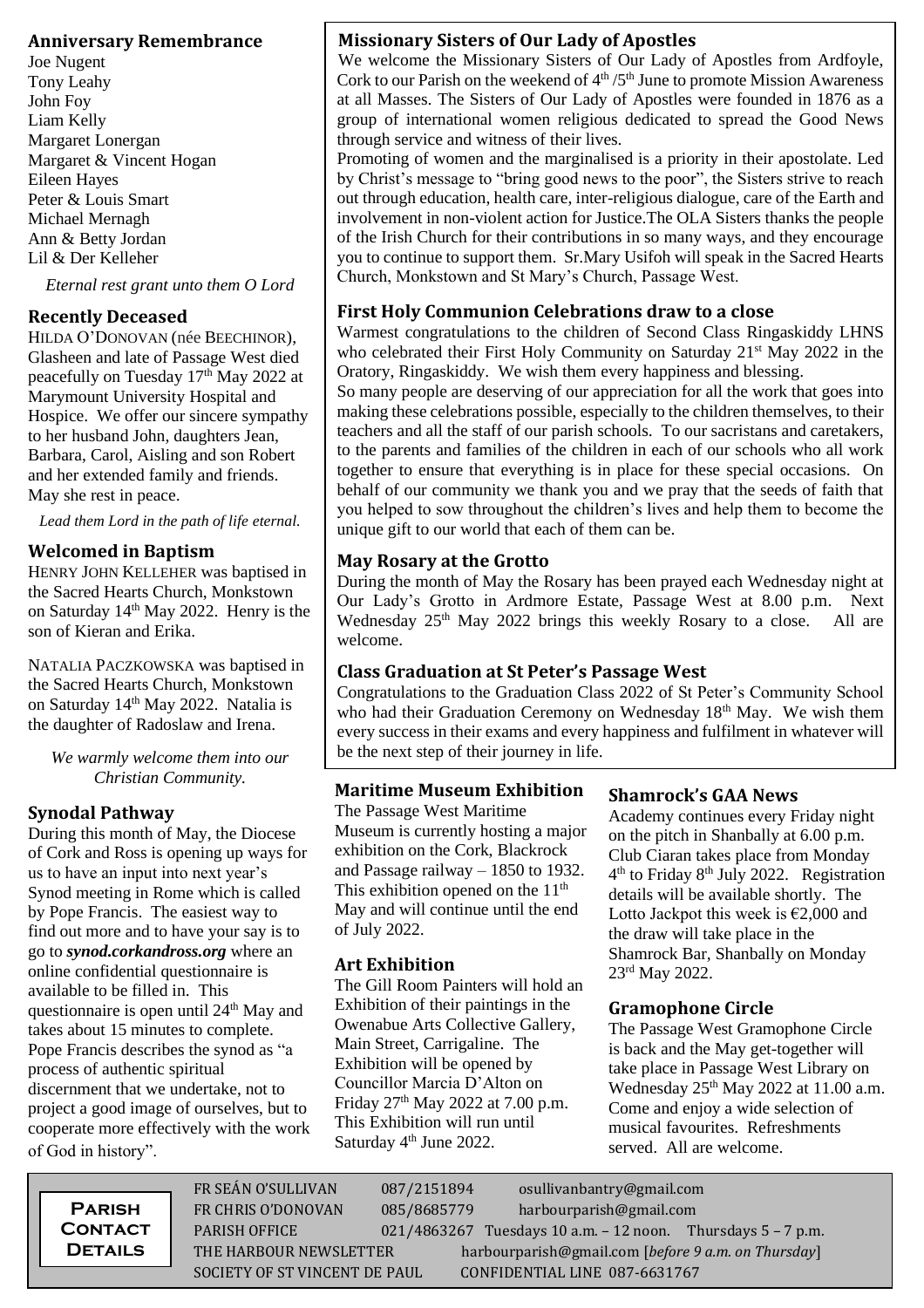## Anniversary Remembrance

Joe Nugent
Tony Leahy
John Foy
Liam Kelly
Margaret Lonergan
Margaret & Vincent Hogan
Eileen Hayes
Peter & Louis Smart
Michael Mernagh
Ann & Betty Jordan
Lil & Der Kelleher

*Eternal rest grant unto them O Lord*

## Recently Deceased

HILDA O'DONOVAN (née BEECHINOR), Glasheen and late of Passage West died peacefully on Tuesday 17th May 2022 at Marymount University Hospital and Hospice. We offer our sincere sympathy to her husband John, daughters Jean, Barbara, Carol, Aisling and son Robert and her extended family and friends. May she rest in peace.

*Lead them Lord in the path of life eternal.*

## Welcomed in Baptism

HENRY JOHN KELLEHER was baptised in the Sacred Hearts Church, Monkstown on Saturday 14th May 2022. Henry is the son of Kieran and Erika.

NATALIA PACZKOWSKA was baptised in the Sacred Hearts Church, Monkstown on Saturday 14th May 2022. Natalia is the daughter of Radoslaw and Irena.

*We warmly welcome them into our Christian Community.*

## Synodal Pathway

During this month of May, the Diocese of Cork and Ross is opening up ways for us to have an input into next year's Synod meeting in Rome which is called by Pope Francis. The easiest way to find out more and to have your say is to go to ***synod.corkandross.org*** where an online confidential questionnaire is available to be filled in. This questionnaire is open until 24th May and takes about 15 minutes to complete. Pope Francis describes the synod as "a process of authentic spiritual discernment that we undertake, not to project a good image of ourselves, but to cooperate more effectively with the work of God in history".

## Missionary Sisters of Our Lady of Apostles

We welcome the Missionary Sisters of Our Lady of Apostles from Ardfoyle, Cork to our Parish on the weekend of 4th /5th June to promote Mission Awareness at all Masses. The Sisters of Our Lady of Apostles were founded in 1876 as a group of international women religious dedicated to spread the Good News through service and witness of their lives.

Promoting of women and the marginalised is a priority in their apostolate. Led by Christ's message to "bring good news to the poor", the Sisters strive to reach out through education, health care, inter-religious dialogue, care of the Earth and involvement in non-violent action for Justice.The OLA Sisters thanks the people of the Irish Church for their contributions in so many ways, and they encourage you to continue to support them. Sr.Mary Usifoh will speak in the Sacred Hearts Church, Monkstown and St Mary's Church, Passage West.

## First Holy Communion Celebrations draw to a close

Warmest congratulations to the children of Second Class Ringaskiddy LHNS who celebrated their First Holy Community on Saturday 21st May 2022 in the Oratory, Ringaskiddy. We wish them every happiness and blessing.

So many people are deserving of our appreciation for all the work that goes into making these celebrations possible, especially to the children themselves, to their teachers and all the staff of our parish schools. To our sacristans and caretakers, to the parents and families of the children in each of our schools who all work together to ensure that everything is in place for these special occasions. On behalf of our community we thank you and we pray that the seeds of faith that you helped to sow throughout the children's lives and help them to become the unique gift to our world that each of them can be.

## May Rosary at the Grotto

During the month of May the Rosary has been prayed each Wednesday night at Our Lady's Grotto in Ardmore Estate, Passage West at 8.00 p.m. Next Wednesday 25th May 2022 brings this weekly Rosary to a close. All are welcome.

## Class Graduation at St Peter's Passage West

Congratulations to the Graduation Class 2022 of St Peter's Community School who had their Graduation Ceremony on Wednesday 18th May. We wish them every success in their exams and every happiness and fulfilment in whatever will be the next step of their journey in life.

## Maritime Museum Exhibition

The Passage West Maritime Museum is currently hosting a major exhibition on the Cork, Blackrock and Passage railway – 1850 to 1932. This exhibition opened on the 11th May and will continue until the end of July 2022.

## Art Exhibition

The Gill Room Painters will hold an Exhibition of their paintings in the Owenabue Arts Collective Gallery, Main Street, Carrigaline. The Exhibition will be opened by Councillor Marcia D'Alton on Friday 27th May 2022 at 7.00 p.m. This Exhibition will run until Saturday 4th June 2022.

## Shamrock's GAA News

Academy continues every Friday night on the pitch in Shanbally at 6.00 p.m. Club Ciaran takes place from Monday 4th to Friday 8th July 2022. Registration details will be available shortly. The Lotto Jackpot this week is €2,000 and the draw will take place in the Shamrock Bar, Shanbally on Monday 23rd May 2022.

## Gramophone Circle

The Passage West Gramophone Circle is back and the May get-together will take place in Passage West Library on Wednesday 25th May 2022 at 11.00 a.m. Come and enjoy a wide selection of musical favourites. Refreshments served. All are welcome.

## Parish Contact Details

| | | |
|---|---|---|
| FR SEÁN O'SULLIVAN | 087/2151894 | osullivanbantry@gmail.com |
| FR CHRIS O'DONOVAN | 085/8685779 | harbourparish@gmail.com |
| PARISH OFFICE | 021/4863267 | Tuesdays 10 a.m. – 12 noon. Thursdays 5 – 7 p.m. |
| THE HARBOUR NEWSLETTER | | harbourparish@gmail.com [*before 9 a.m. on Thursday*] |
| SOCIETY OF ST VINCENT DE PAUL | | CONFIDENTIAL LINE 087-6631767 |